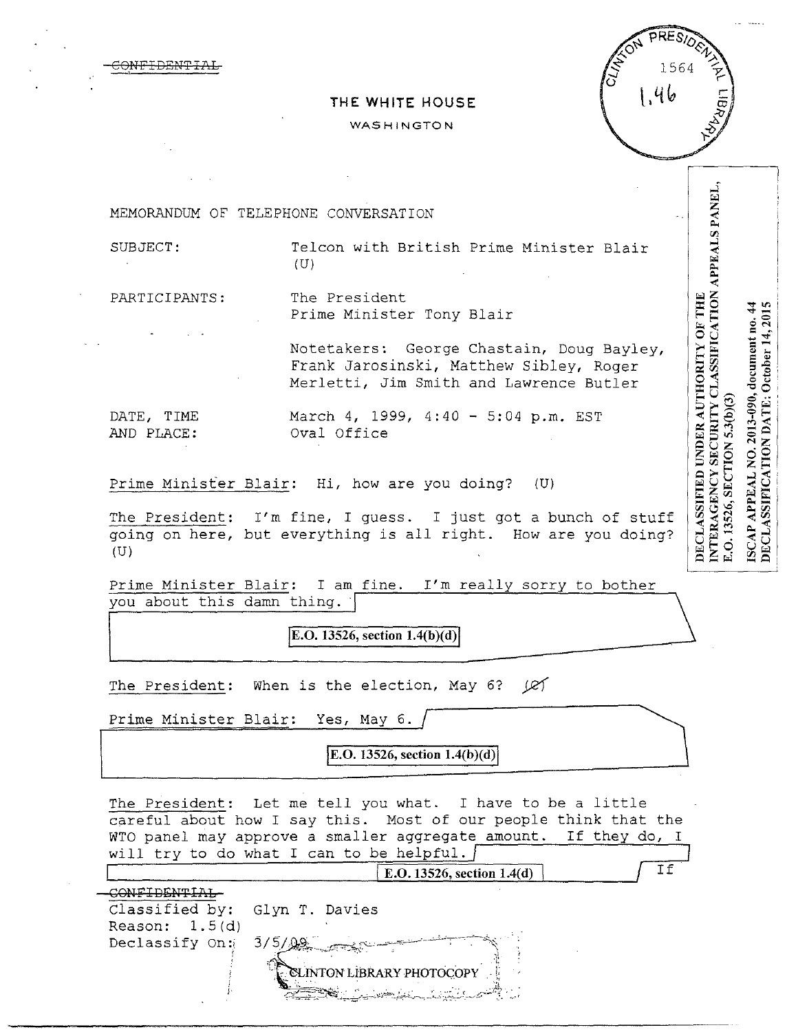~~CONFIDENTIAL~~

THE WHITE HOUSE

WASHINGTON

CLINTON PRESIDENTIAL LIBRARY 1564 1.46

DECLASSIFIED UNDER AUTHORITY OF THE INTERAGENCY SECURITY CLASSIFICATION APPEALS PANEL, E.O. 13526, SECTION 5.3(b)(3)

ISCAP APPEAL NO. 2013-090, document no. 44
DECLASSIFICATION DATE: October 14, 2015

MEMORANDUM OF TELEPHONE CONVERSATION

SUBJECT: Telcon with British Prime Minister Blair (U)

PARTICIPANTS: The President
Prime Minister Tony Blair

Notetakers: George Chastain, Doug Bayley, Frank Jarosinski, Matthew Sibley, Roger Merletti, Jim Smith and Lawrence Butler

DATE, TIME AND PLACE: March 4, 1999, 4:40 - 5:04 p.m. EST
Oval Office

Prime Minister Blair: Hi, how are you doing? (U)

The President: I'm fine, I guess. I just got a bunch of stuff going on here, but everything is all right. How are you doing? (U)

Prime Minister Blair: I am fine. I'm really sorry to bother you about this damn thing. [E.O. 13526, section 1.4(b)(d)]

The President: When is the election, May 6? ~~(C)~~

Prime Minister Blair: Yes, May 6. [E.O. 13526, section 1.4(b)(d)]

The President: Let me tell you what. I have to be a little careful about how I say this. Most of our people think that the WTO panel may approve a smaller aggregate amount. If they do, I will try to do what I can to be helpful. [E.O. 13526, section 1.4(d)] If

~~CONFIDENTIAL~~
Classified by: Glyn T. Davies
Reason: 1.5(d)
Declassify On: 3/5/09

CLINTON LIBRARY PHOTOCOPY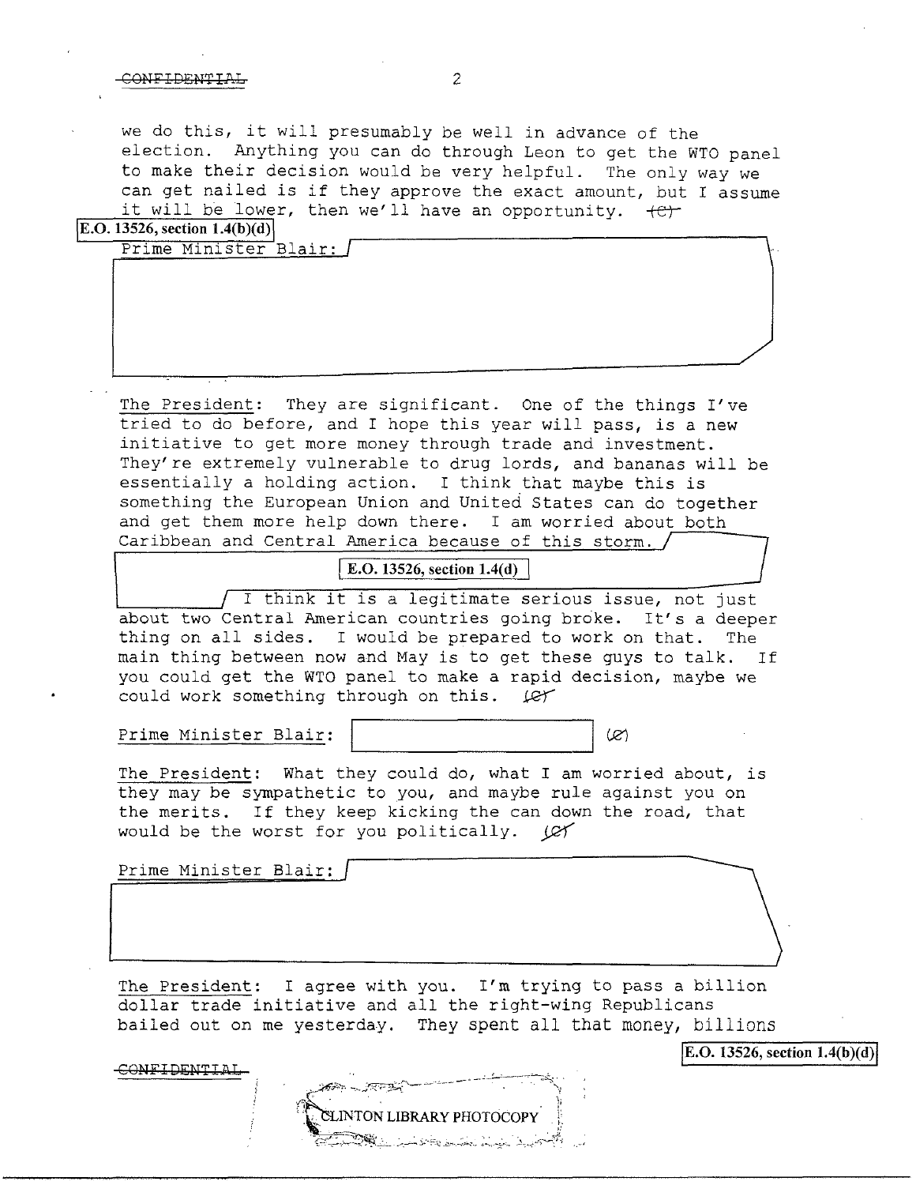we do this, it will presumably be well in advance of the election. Anything you can do through Leon to get the WTO panel to make their decision would be very helpful. The only way we can get nailed is if they approve the exact amount, but I assume it will be lower, then we'll have an opportunity. (C)

E.O. 13526, section 1.4(b)(d)

Prime Minister Blair: [redacted]

The President: They are significant. One of the things I've tried to do before, and I hope this year will pass, is a new initiative to get more money through trade and investment. They're extremely vulnerable to drug lords, and bananas will be essentially a holding action. I think that maybe this is something the European Union and United States can do together and get them more help down there. I am worried about both Caribbean and Central America because of this storm. [redacted: E.O. 13526, section 1.4(d)] I think it is a legitimate serious issue, not just about two Central American countries going broke. It's a deeper thing on all sides. I would be prepared to work on that. The main thing between now and May is to get these guys to talk. If you could get the WTO panel to make a rapid decision, maybe we could work something through on this. (C)

Prime Minister Blair: [redacted] (C)

The President: What they could do, what I am worried about, is they may be sympathetic to you, and maybe rule against you on the merits. If they keep kicking the can down the road, that would be the worst for you politically. (C)

Prime Minister Blair: [redacted]

The President: I agree with you. I'm trying to pass a billion dollar trade initiative and all the right-wing Republicans bailed out on me yesterday. They spent all that money, billions

E.O. 13526, section 1.4(b)(d)

CONFIDENTIAL

CLINTON LIBRARY PHOTOCOPY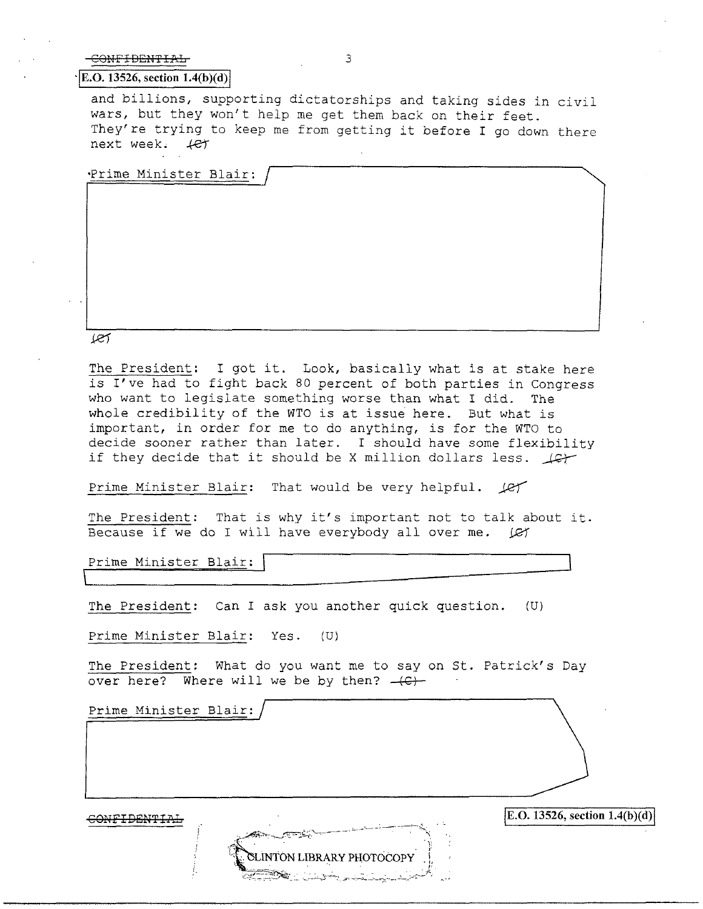~~CONFIDENTIAL~~

E.O. 13526, section 1.4(b)(d)

and billions, supporting dictatorships and taking sides in civil wars, but they won't help me get them back on their feet. They're trying to keep me from getting it before I go down there next week. ~~(C)~~

Prime Minister Blair:

~~(C)~~

The President: I got it. Look, basically what is at stake here is I've had to fight back 80 percent of both parties in Congress who want to legislate something worse than what I did. The whole credibility of the WTO is at issue here. But what is important, in order for me to do anything, is for the WTO to decide sooner rather than later. I should have some flexibility if they decide that it should be X million dollars less. ~~(C)~~

Prime Minister Blair: That would be very helpful. ~~(C)~~

The President: That is why it's important not to talk about it. Because if we do I will have everybody all over me. ~~(C)~~

Prime Minister Blair:

The President: Can I ask you another quick question. (U)

Prime Minister Blair: Yes. (U)

The President: What do you want me to say on St. Patrick's Day over here? Where will we be by then? ~~(C)~~

Prime Minister Blair:

~~CONFIDENTIAL~~

E.O. 13526, section 1.4(b)(d)

CLINTON LIBRARY PHOTOCOPY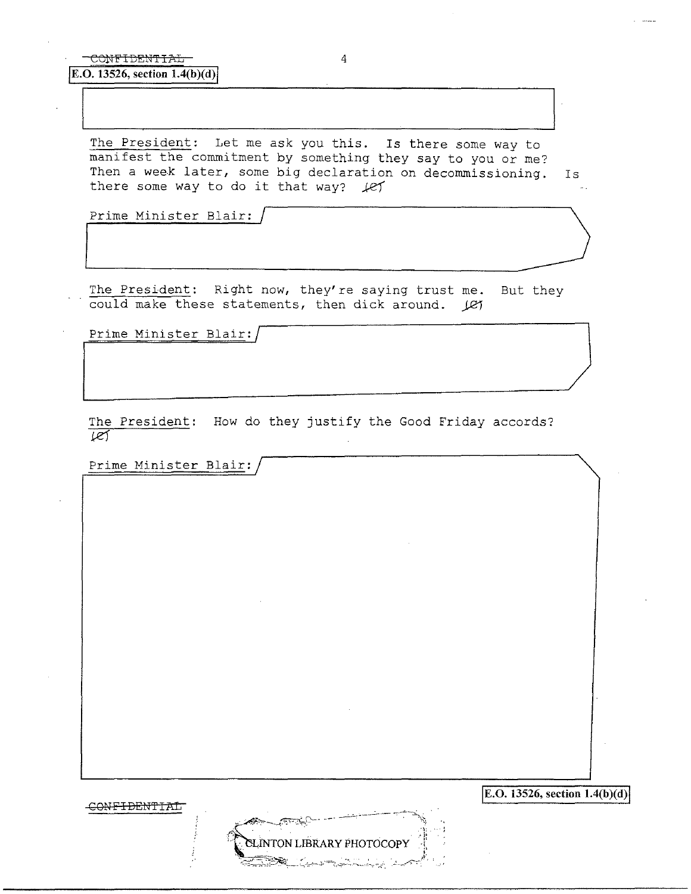~~CONFIDENTIAL~~

E.O. 13526, section 1.4(b)(d)

The President: Let me ask you this. Is there some way to manifest the commitment by something they say to you or me? Then a week later, some big declaration on decommissioning. Is there some way to do it that way? (C)

Prime Minister Blair:

The President: Right now, they're saying trust me. But they could make these statements, then dick around. (C)

Prime Minister Blair:

The President: How do they justify the Good Friday accords? (C)

Prime Minister Blair:

E.O. 13526, section 1.4(b)(d)

~~CONFIDENTIAL~~

CLINTON LIBRARY PHOTOCOPY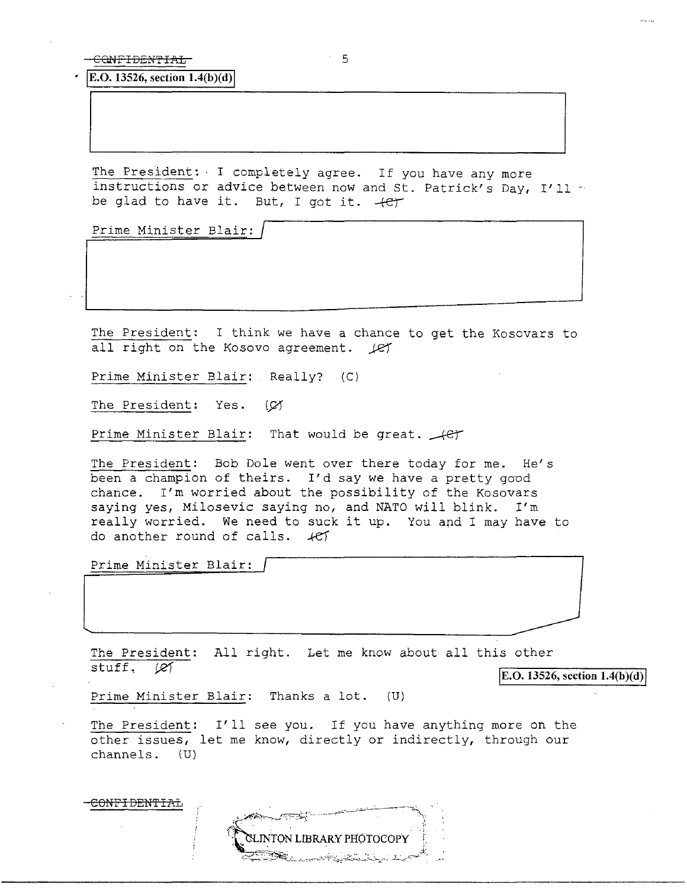~~CONFIDENTIAL~~

E.O. 13526, section 1.4(b)(d)

The President: I completely agree. If you have any more instructions or advice between now and St. Patrick's Day, I'll be glad to have it. But, I got it. (C)

Prime Minister Blair:

The President: I think we have a chance to get the Kosovars to all right on the Kosovo agreement. (C)

Prime Minister Blair: Really? (C)

The President: Yes. (C)

Prime Minister Blair: That would be great. (C)

The President: Bob Dole went over there today for me. He's been a champion of theirs. I'd say we have a pretty good chance. I'm worried about the possibility of the Kosovars saying yes, Milosevic saying no, and NATO will blink. I'm really worried. We need to suck it up. You and I may have to do another round of calls. (C)

Prime Minister Blair:

The President: All right. Let me know about all this other stuff. (C)

E.O. 13526, section 1.4(b)(d)

Prime Minister Blair: Thanks a lot. (U)

The President: I'll see you. If you have anything more on the other issues, let me know, directly or indirectly, through our channels. (U)

~~CONFIDENTIAL~~

CLINTON LIBRARY PHOTOCOPY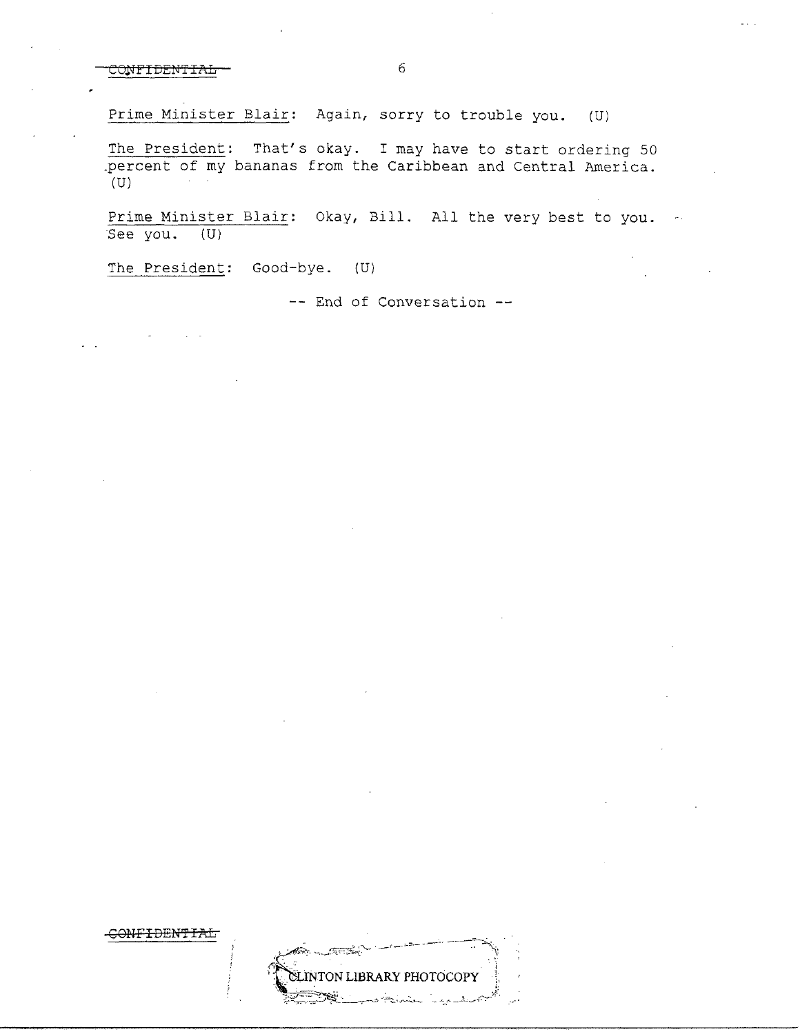Prime Minister Blair: Again, sorry to trouble you. (U)

The President: That's okay. I may have to start ordering 50 percent of my bananas from the Caribbean and Central America. (U)

Prime Minister Blair: Okay, Bill. All the very best to you. See you. (U)

The President: Good-bye. (U)

-- End of Conversation --